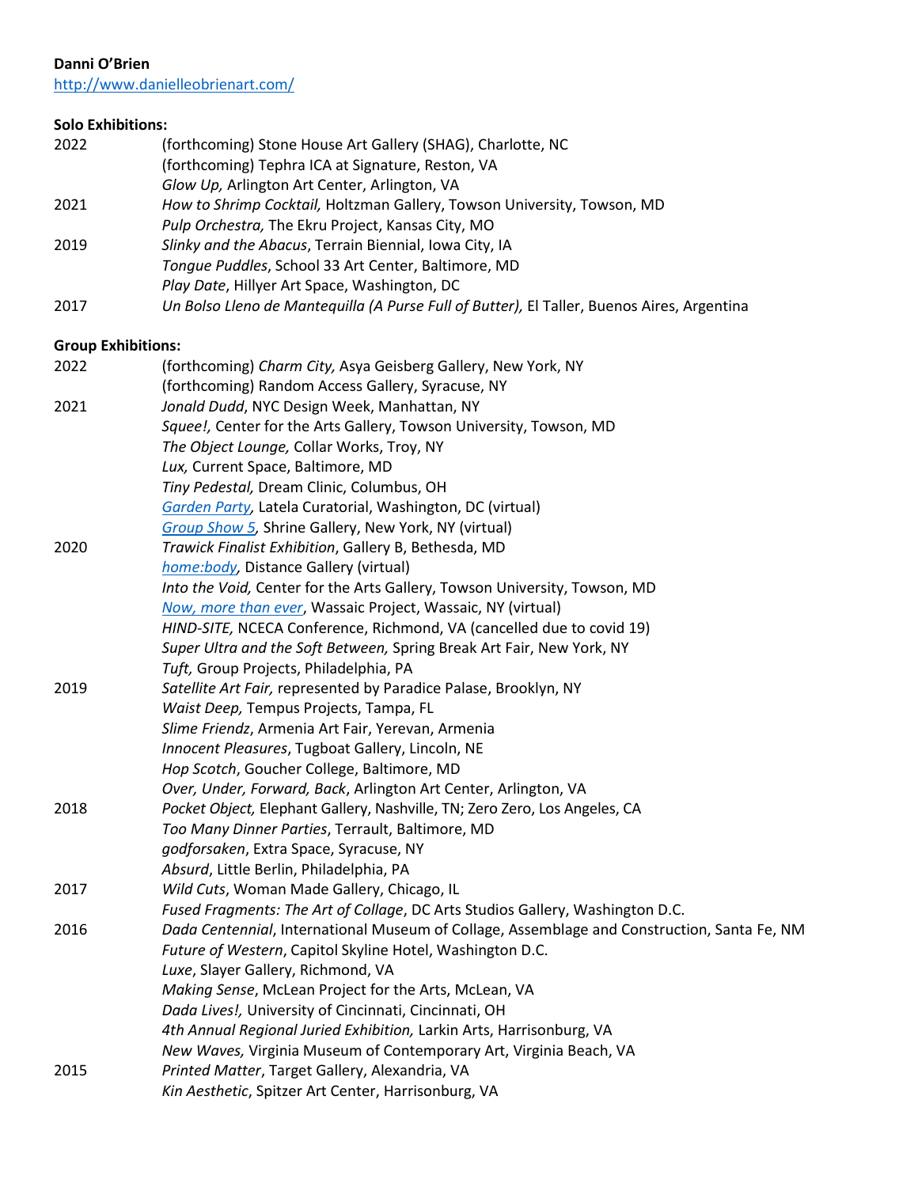**Danni O'Brien**

http://www.danielleobrienart.com/

**Solo Exhibitions:**

2022 (forthcoming) Stone House Art Gallery (SHAG), Charlotte, NC
(forthcoming) Tephra ICA at Signature, Reston, VA
*Glow Up,* Arlington Art Center, Arlington, VA

2021 *How to Shrimp Cocktail,* Holtzman Gallery, Towson University, Towson, MD
*Pulp Orchestra,* The Ekru Project, Kansas City, MO

2019 *Slinky and the Abacus*, Terrain Biennial, Iowa City, IA
*Tongue Puddles*, School 33 Art Center, Baltimore, MD
*Play Date*, Hillyer Art Space, Washington, DC

2017 *Un Bolso Lleno de Mantequilla (A Purse Full of Butter),* El Taller, Buenos Aires, Argentina

**Group Exhibitions:**

2022 (forthcoming) *Charm City,* Asya Geisberg Gallery, New York, NY
(forthcoming) Random Access Gallery, Syracuse, NY

2021 *Jonald Dudd*, NYC Design Week, Manhattan, NY
*Squee!,* Center for the Arts Gallery, Towson University, Towson, MD
*The Object Lounge,* Collar Works, Troy, NY
*Lux,* Current Space, Baltimore, MD
*Tiny Pedestal,* Dream Clinic, Columbus, OH
*Garden Party*, Latela Curatorial, Washington, DC (virtual)
*Group Show 5,* Shrine Gallery, New York, NY (virtual)

2020 *Trawick Finalist Exhibition*, Gallery B, Bethesda, MD
*home:body,* Distance Gallery (virtual)
*Into the Void,* Center for the Arts Gallery, Towson University, Towson, MD
*Now, more than ever*, Wassaic Project, Wassaic, NY (virtual)
*HIND-SITE,* NCECA Conference, Richmond, VA (cancelled due to covid 19)
*Super Ultra and the Soft Between,* Spring Break Art Fair, New York, NY
*Tuft,* Group Projects, Philadelphia, PA

2019 *Satellite Art Fair,* represented by Paradice Palase, Brooklyn, NY
*Waist Deep,* Tempus Projects, Tampa, FL
*Slime Friendz*, Armenia Art Fair, Yerevan, Armenia
*Innocent Pleasures*, Tugboat Gallery, Lincoln, NE
*Hop Scotch*, Goucher College, Baltimore, MD
*Over, Under, Forward, Back*, Arlington Art Center, Arlington, VA

2018 *Pocket Object,* Elephant Gallery, Nashville, TN; Zero Zero, Los Angeles, CA
*Too Many Dinner Parties*, Terrault, Baltimore, MD
*godforsaken*, Extra Space, Syracuse, NY
*Absurd*, Little Berlin, Philadelphia, PA

2017 *Wild Cuts*, Woman Made Gallery, Chicago, IL
*Fused Fragments: The Art of Collage*, DC Arts Studios Gallery, Washington D.C.

2016 *Dada Centennial*, International Museum of Collage, Assemblage and Construction, Santa Fe, NM
*Future of Western*, Capitol Skyline Hotel, Washington D.C.
*Luxe*, Slayer Gallery, Richmond, VA
*Making Sense*, McLean Project for the Arts, McLean, VA
*Dada Lives!,* University of Cincinnati, Cincinnati, OH
*4th Annual Regional Juried Exhibition,* Larkin Arts, Harrisonburg, VA
*New Waves,* Virginia Museum of Contemporary Art, Virginia Beach, VA

2015 *Printed Matter*, Target Gallery, Alexandria, VA
*Kin Aesthetic*, Spitzer Art Center, Harrisonburg, VA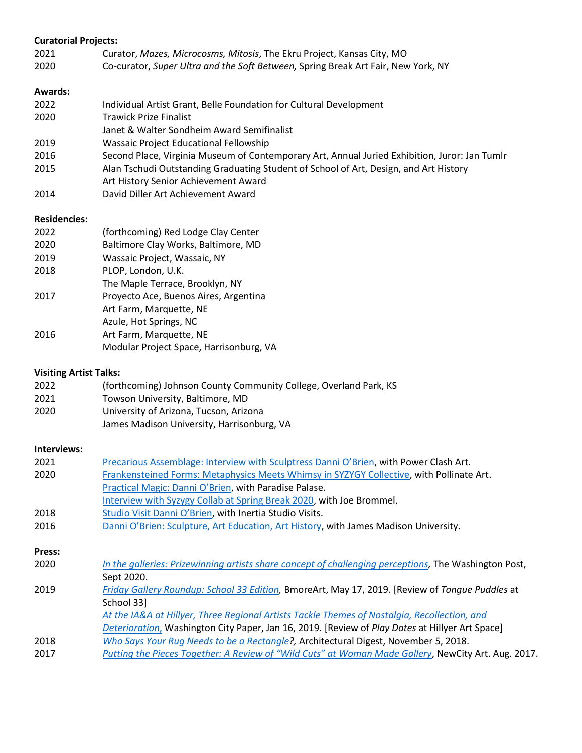**Curatorial Projects:**

2021 Curator, *Mazes, Microcosms, Mitosis*, The Ekru Project, Kansas City, MO
2020 Co-curator, *Super Ultra and the Soft Between,* Spring Break Art Fair, New York, NY

**Awards:**

2022 Individual Artist Grant, Belle Foundation for Cultural Development
2020 Trawick Prize Finalist
Janet & Walter Sondheim Award Semifinalist
2019 Wassaic Project Educational Fellowship
2016 Second Place, Virginia Museum of Contemporary Art, Annual Juried Exhibition, Juror: Jan Tumlr
2015 Alan Tschudi Outstanding Graduating Student of School of Art, Design, and Art History
Art History Senior Achievement Award
2014 David Diller Art Achievement Award

**Residencies:**

2022 (forthcoming) Red Lodge Clay Center
2020 Baltimore Clay Works, Baltimore, MD
2019 Wassaic Project, Wassaic, NY
2018 PLOP, London, U.K.
The Maple Terrace, Brooklyn, NY
2017 Proyecto Ace, Buenos Aires, Argentina
Art Farm, Marquette, NE
Azule, Hot Springs, NC
2016 Art Farm, Marquette, NE
Modular Project Space, Harrisonburg, VA

**Visiting Artist Talks:**

2022 (forthcoming) Johnson County Community College, Overland Park, KS
2021 Towson University, Baltimore, MD
2020 University of Arizona, Tucson, Arizona
James Madison University, Harrisonburg, VA

**Interviews:**

2021 Precarious Assemblage: Interview with Sculptress Danni O'Brien, with Power Clash Art.
2020 Frankensteined Forms: Metaphysics Meets Whimsy in SYZYGY Collective, with Pollinate Art.
Practical Magic: Danni O'Brien, with Paradise Palase.
Interview with Syzygy Collab at Spring Break 2020, with Joe Brommel.
2018 Studio Visit Danni O'Brien, with Inertia Studio Visits.
2016 Danni O'Brien: Sculpture, Art Education, Art History, with James Madison University.

**Press:**

2020 *In the galleries: Prizewinning artists share concept of challenging perceptions,* The Washington Post, Sept 2020.
2019 *Friday Gallery Roundup: School 33 Edition,* BmoreArt, May 17, 2019. [Review of *Tongue Puddles* at School 33]
*At the IA&A at Hillyer, Three Regional Artists Tackle Themes of Nostalgia, Recollection, and Deterioration,* Washington City Paper, Jan 16, 2019. [Review of *Play Dates* at Hillyer Art Space]
2018 *Who Says Your Rug Needs to be a Rectangle?,* Architectural Digest, November 5, 2018.
2017 *Putting the Pieces Together: A Review of "Wild Cuts" at Woman Made Gallery*, NewCity Art. Aug. 2017.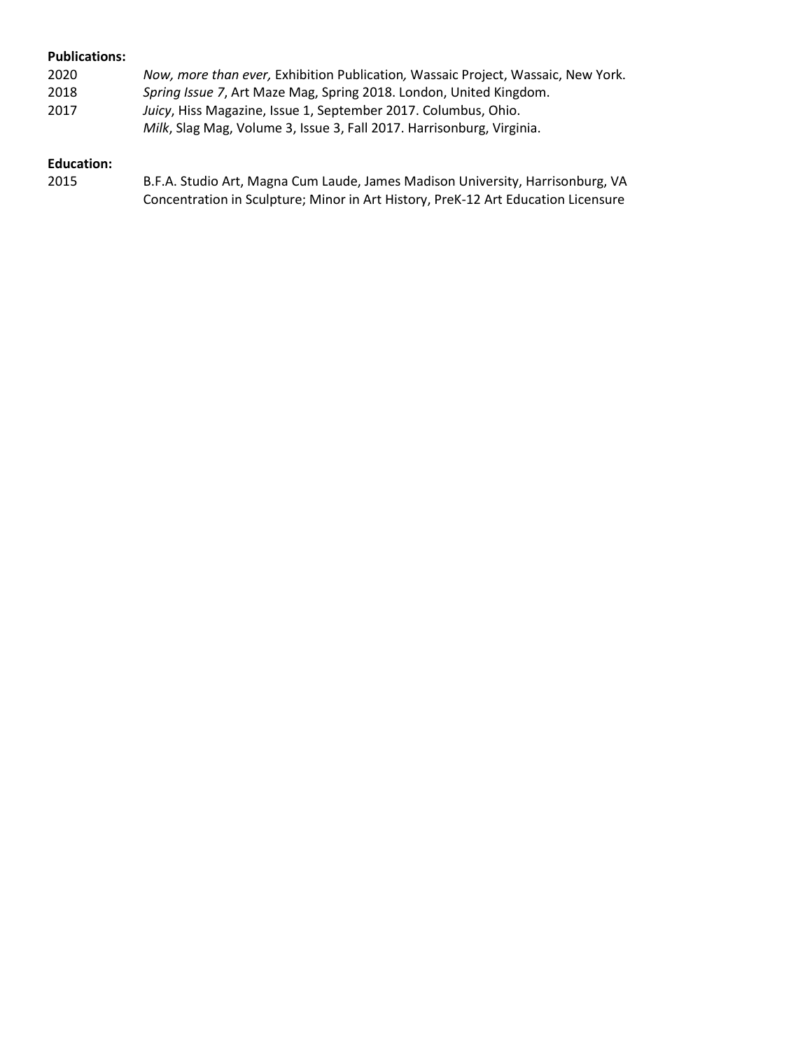**Publications:**

2020 *Now, more than ever,* Exhibition Publication*,* Wassaic Project, Wassaic, New York.

2018 *Spring Issue 7*, Art Maze Mag, Spring 2018. London, United Kingdom.

2017 *Juicy*, Hiss Magazine, Issue 1, September 2017. Columbus, Ohio.
*Milk*, Slag Mag, Volume 3, Issue 3, Fall 2017. Harrisonburg, Virginia.

**Education:**

2015 B.F.A. Studio Art, Magna Cum Laude, James Madison University, Harrisonburg, VA
Concentration in Sculpture; Minor in Art History, PreK-12 Art Education Licensure